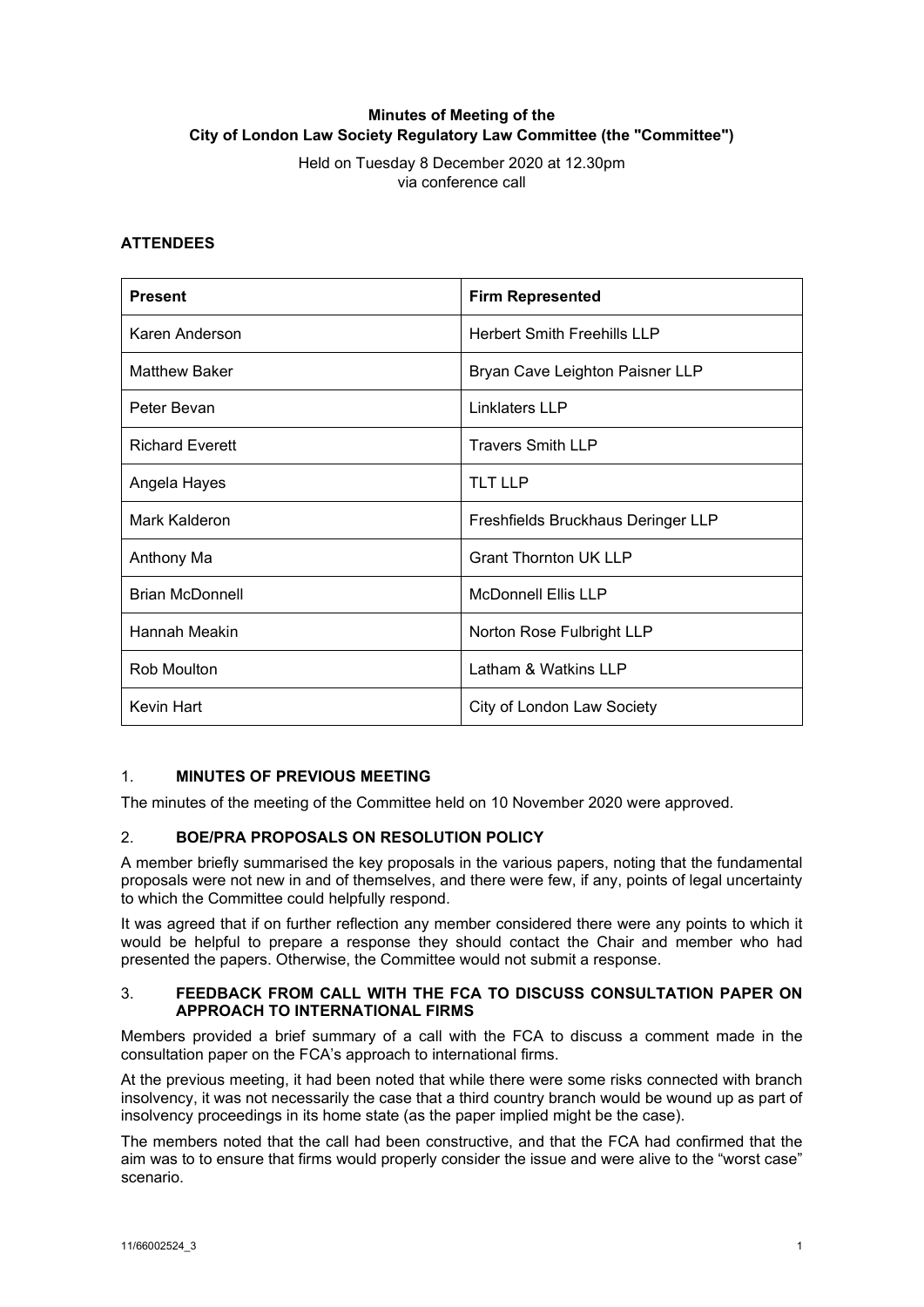**Minutes of Meeting of the**
**City of London Law Society Regulatory Law Committee (the "Committee")**

Held on Tuesday 8 December 2020 at 12.30pm
via conference call

## ATTENDEES

| Present | Firm Represented |
|---|---|
| Karen Anderson | Herbert Smith Freehills LLP |
| Matthew Baker | Bryan Cave Leighton Paisner LLP |
| Peter Bevan | Linklaters LLP |
| Richard Everett | Travers Smith LLP |
| Angela Hayes | TLT LLP |
| Mark Kalderon | Freshfields Bruckhaus Deringer LLP |
| Anthony Ma | Grant Thornton UK LLP |
| Brian McDonnell | McDonnell Ellis LLP |
| Hannah Meakin | Norton Rose Fulbright LLP |
| Rob Moulton | Latham & Watkins LLP |
| Kevin Hart | City of London Law Society |

## 1. MINUTES OF PREVIOUS MEETING

The minutes of the meeting of the Committee held on 10 November 2020 were approved.

## 2. BOE/PRA PROPOSALS ON RESOLUTION POLICY

A member briefly summarised the key proposals in the various papers, noting that the fundamental proposals were not new in and of themselves, and there were few, if any, points of legal uncertainty to which the Committee could helpfully respond.

It was agreed that if on further reflection any member considered there were any points to which it would be helpful to prepare a response they should contact the Chair and member who had presented the papers. Otherwise, the Committee would not submit a response.

## 3. FEEDBACK FROM CALL WITH THE FCA TO DISCUSS CONSULTATION PAPER ON APPROACH TO INTERNATIONAL FIRMS

Members provided a brief summary of a call with the FCA to discuss a comment made in the consultation paper on the FCA's approach to international firms.

At the previous meeting, it had been noted that while there were some risks connected with branch insolvency, it was not necessarily the case that a third country branch would be wound up as part of insolvency proceedings in its home state (as the paper implied might be the case).

The members noted that the call had been constructive, and that the FCA had confirmed that the aim was to to ensure that firms would properly consider the issue and were alive to the "worst case" scenario.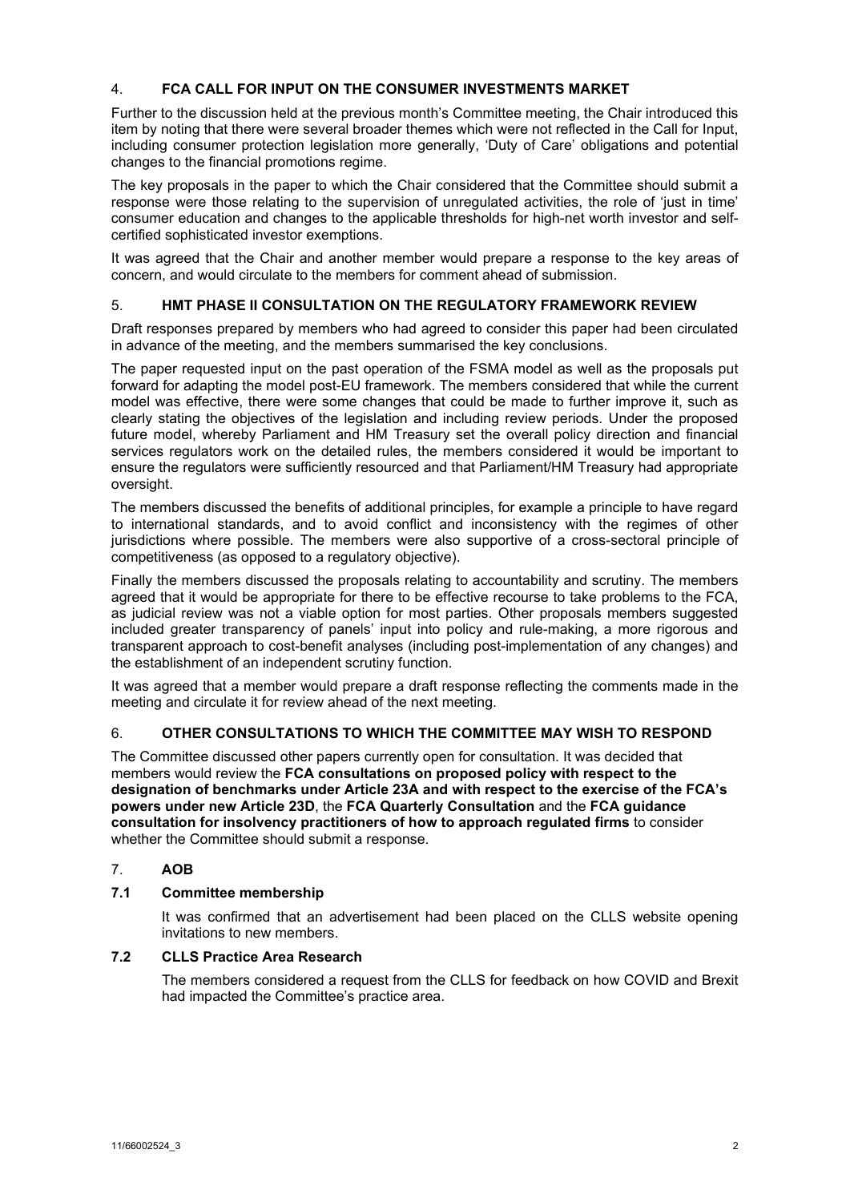## 4. FCA CALL FOR INPUT ON THE CONSUMER INVESTMENTS MARKET

Further to the discussion held at the previous month's Committee meeting, the Chair introduced this item by noting that there were several broader themes which were not reflected in the Call for Input, including consumer protection legislation more generally, 'Duty of Care' obligations and potential changes to the financial promotions regime.

The key proposals in the paper to which the Chair considered that the Committee should submit a response were those relating to the supervision of unregulated activities, the role of 'just in time' consumer education and changes to the applicable thresholds for high-net worth investor and self-certified sophisticated investor exemptions.

It was agreed that the Chair and another member would prepare a response to the key areas of concern, and would circulate to the members for comment ahead of submission.

## 5. HMT PHASE II CONSULTATION ON THE REGULATORY FRAMEWORK REVIEW

Draft responses prepared by members who had agreed to consider this paper had been circulated in advance of the meeting, and the members summarised the key conclusions.

The paper requested input on the past operation of the FSMA model as well as the proposals put forward for adapting the model post-EU framework. The members considered that while the current model was effective, there were some changes that could be made to further improve it, such as clearly stating the objectives of the legislation and including review periods. Under the proposed future model, whereby Parliament and HM Treasury set the overall policy direction and financial services regulators work on the detailed rules, the members considered it would be important to ensure the regulators were sufficiently resourced and that Parliament/HM Treasury had appropriate oversight.

The members discussed the benefits of additional principles, for example a principle to have regard to international standards, and to avoid conflict and inconsistency with the regimes of other jurisdictions where possible. The members were also supportive of a cross-sectoral principle of competitiveness (as opposed to a regulatory objective).

Finally the members discussed the proposals relating to accountability and scrutiny. The members agreed that it would be appropriate for there to be effective recourse to take problems to the FCA, as judicial review was not a viable option for most parties. Other proposals members suggested included greater transparency of panels' input into policy and rule-making, a more rigorous and transparent approach to cost-benefit analyses (including post-implementation of any changes) and the establishment of an independent scrutiny function.

It was agreed that a member would prepare a draft response reflecting the comments made in the meeting and circulate it for review ahead of the next meeting.

## 6. OTHER CONSULTATIONS TO WHICH THE COMMITTEE MAY WISH TO RESPOND

The Committee discussed other papers currently open for consultation. It was decided that members would review the **FCA consultations on proposed policy with respect to the designation of benchmarks under Article 23A and with respect to the exercise of the FCA's powers under new Article 23D**, the **FCA Quarterly Consultation** and the **FCA guidance consultation for insolvency practitioners of how to approach regulated firms** to consider whether the Committee should submit a response.

## 7. AOB

### 7.1 Committee membership

It was confirmed that an advertisement had been placed on the CLLS website opening invitations to new members.

### 7.2 CLLS Practice Area Research

The members considered a request from the CLLS for feedback on how COVID and Brexit had impacted the Committee's practice area.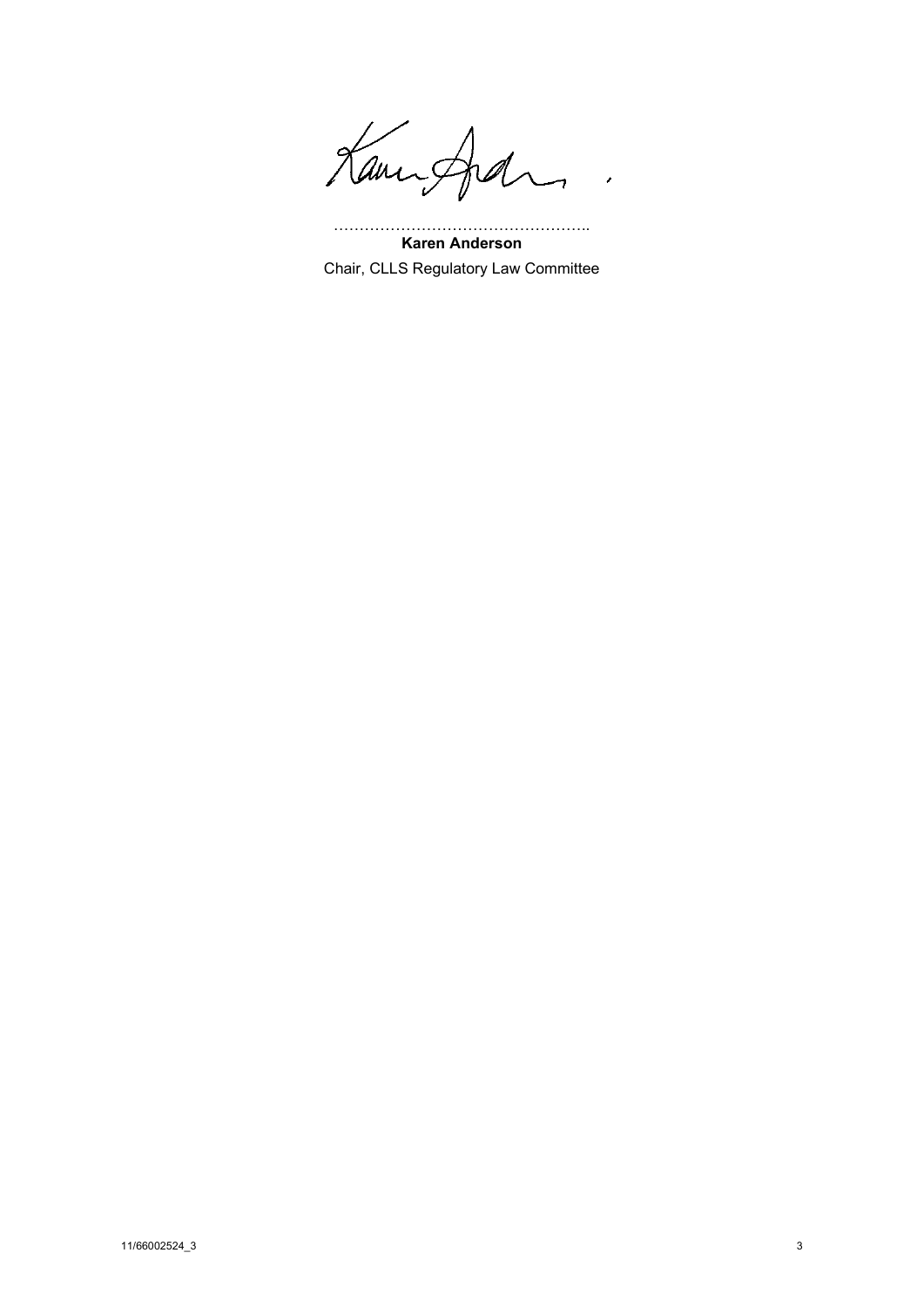…………………………………………..

**Karen Anderson**

Chair, CLLS Regulatory Law Committee

11/66002524_3